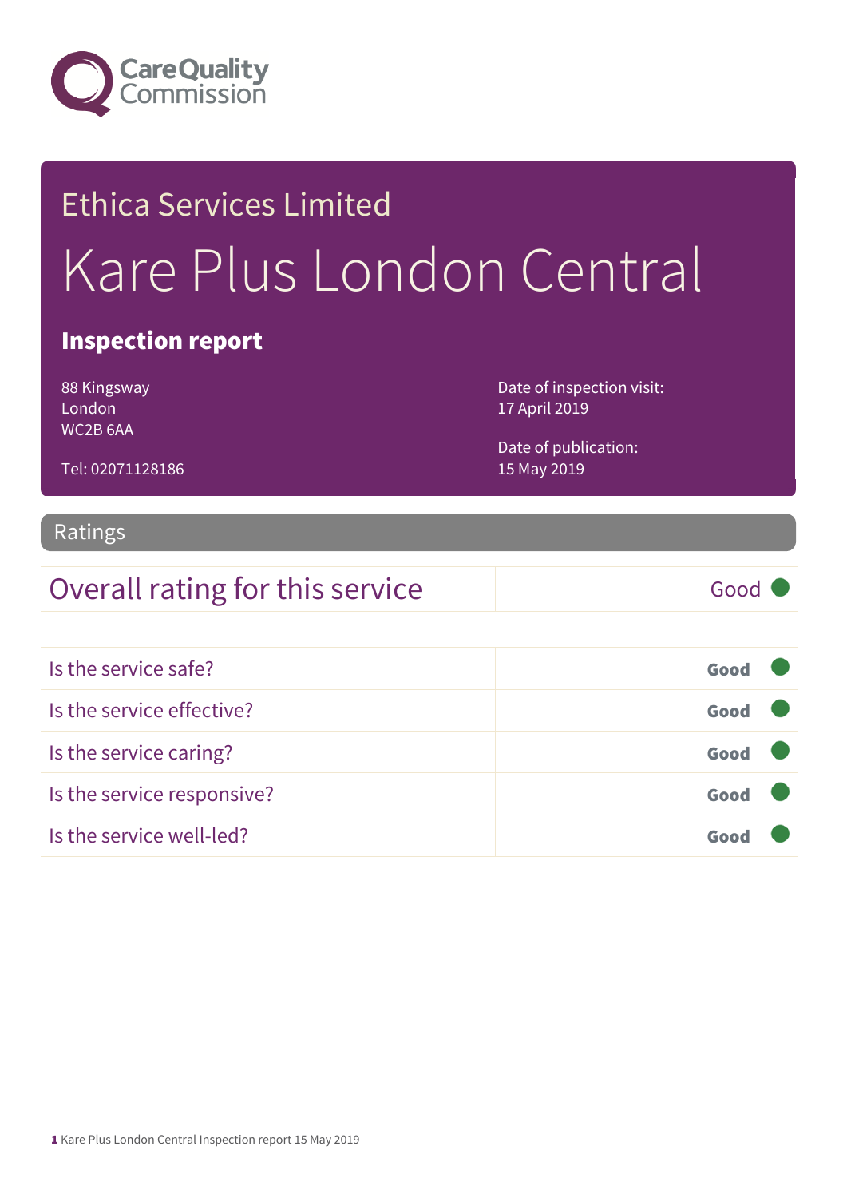Care Quality Commission

# Ethica Services Limited

# Kare Plus London Central

## Inspection report

88 Kingsway
London
WC2B 6AA

Tel: 02071128186

Date of inspection visit:
17 April 2019

Date of publication:
15 May 2019

## Ratings

| Overall rating for this service | Good |
|---|---|

| | |
|---|---|
| Is the service safe? | **Good** |
| Is the service effective? | **Good** |
| Is the service caring? | **Good** |
| Is the service responsive? | **Good** |
| Is the service well-led? | **Good** |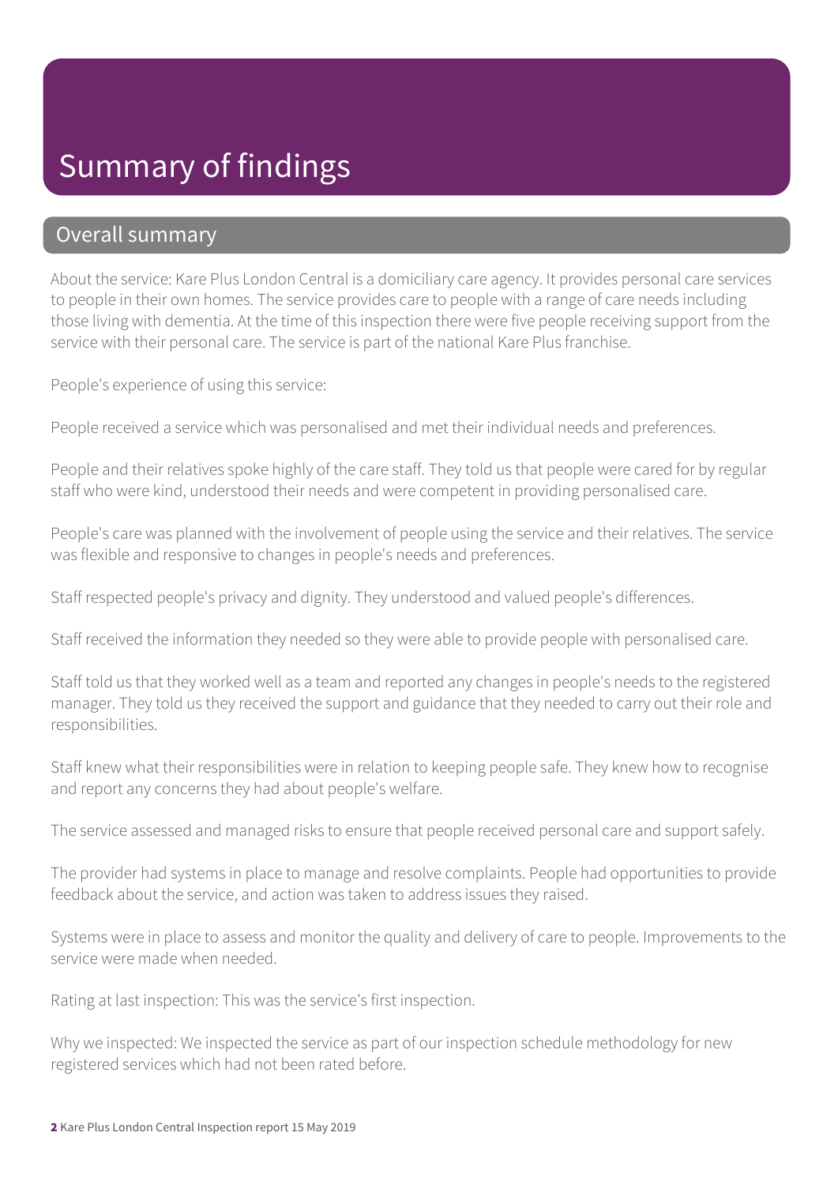# Summary of findings

## Overall summary

About the service: Kare Plus London Central is a domiciliary care agency. It provides personal care services to people in their own homes. The service provides care to people with a range of care needs including those living with dementia. At the time of this inspection there were five people receiving support from the service with their personal care. The service is part of the national Kare Plus franchise.

People's experience of using this service:

People received a service which was personalised and met their individual needs and preferences.

People and their relatives spoke highly of the care staff. They told us that people were cared for by regular staff who were kind, understood their needs and were competent in providing personalised care.

People's care was planned with the involvement of people using the service and their relatives. The service was flexible and responsive to changes in people's needs and preferences.

Staff respected people's privacy and dignity. They understood and valued people's differences.

Staff received the information they needed so they were able to provide people with personalised care.

Staff told us that they worked well as a team and reported any changes in people's needs to the registered manager. They told us they received the support and guidance that they needed to carry out their role and responsibilities.

Staff knew what their responsibilities were in relation to keeping people safe. They knew how to recognise and report any concerns they had about people's welfare.

The service assessed and managed risks to ensure that people received personal care and support safely.

The provider had systems in place to manage and resolve complaints. People had opportunities to provide feedback about the service, and action was taken to address issues they raised.

Systems were in place to assess and monitor the quality and delivery of care to people. Improvements to the service were made when needed.

Rating at last inspection: This was the service's first inspection.

Why we inspected: We inspected the service as part of our inspection schedule methodology for new registered services which had not been rated before.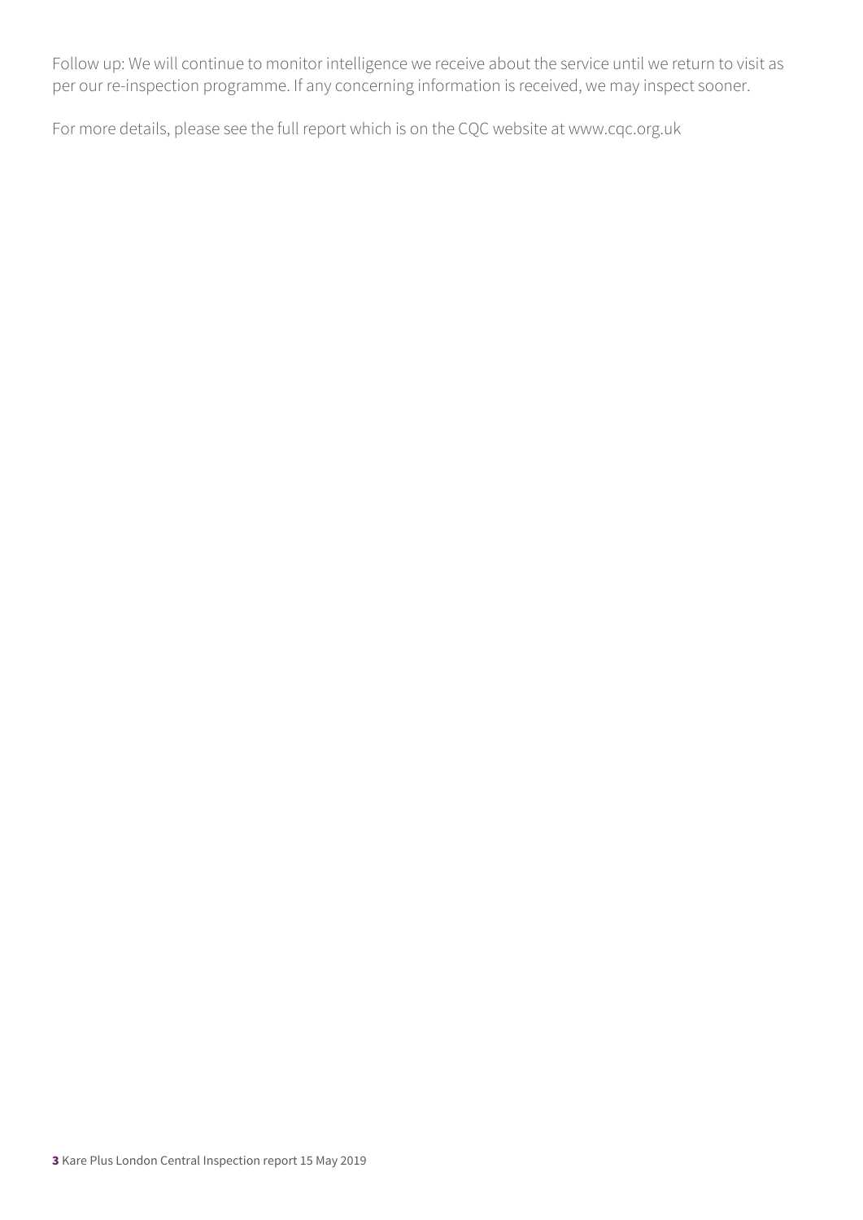Follow up: We will continue to monitor intelligence we receive about the service until we return to visit as per our re-inspection programme. If any concerning information is received, we may inspect sooner.

For more details, please see the full report which is on the CQC website at www.cqc.org.uk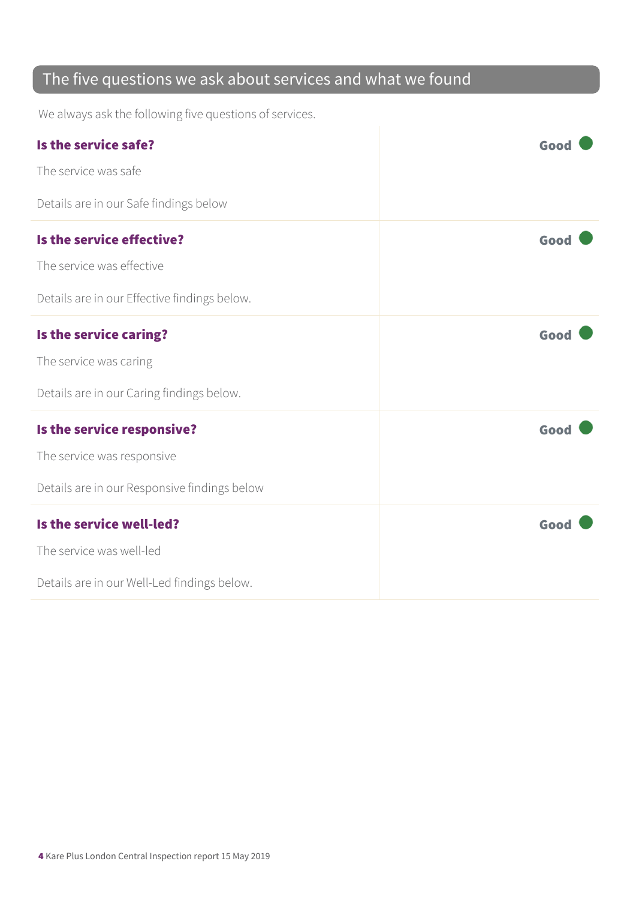## The five questions we ask about services and what we found

We always ask the following five questions of services.

### Is the service safe? — Good

The service was safe

Details are in our Safe findings below

### Is the service effective? — Good

The service was effective

Details are in our Effective findings below.

### Is the service caring? — Good

The service was caring

Details are in our Caring findings below.

### Is the service responsive? — Good

The service was responsive

Details are in our Responsive findings below

### Is the service well-led? — Good

The service was well-led

Details are in our Well-Led findings below.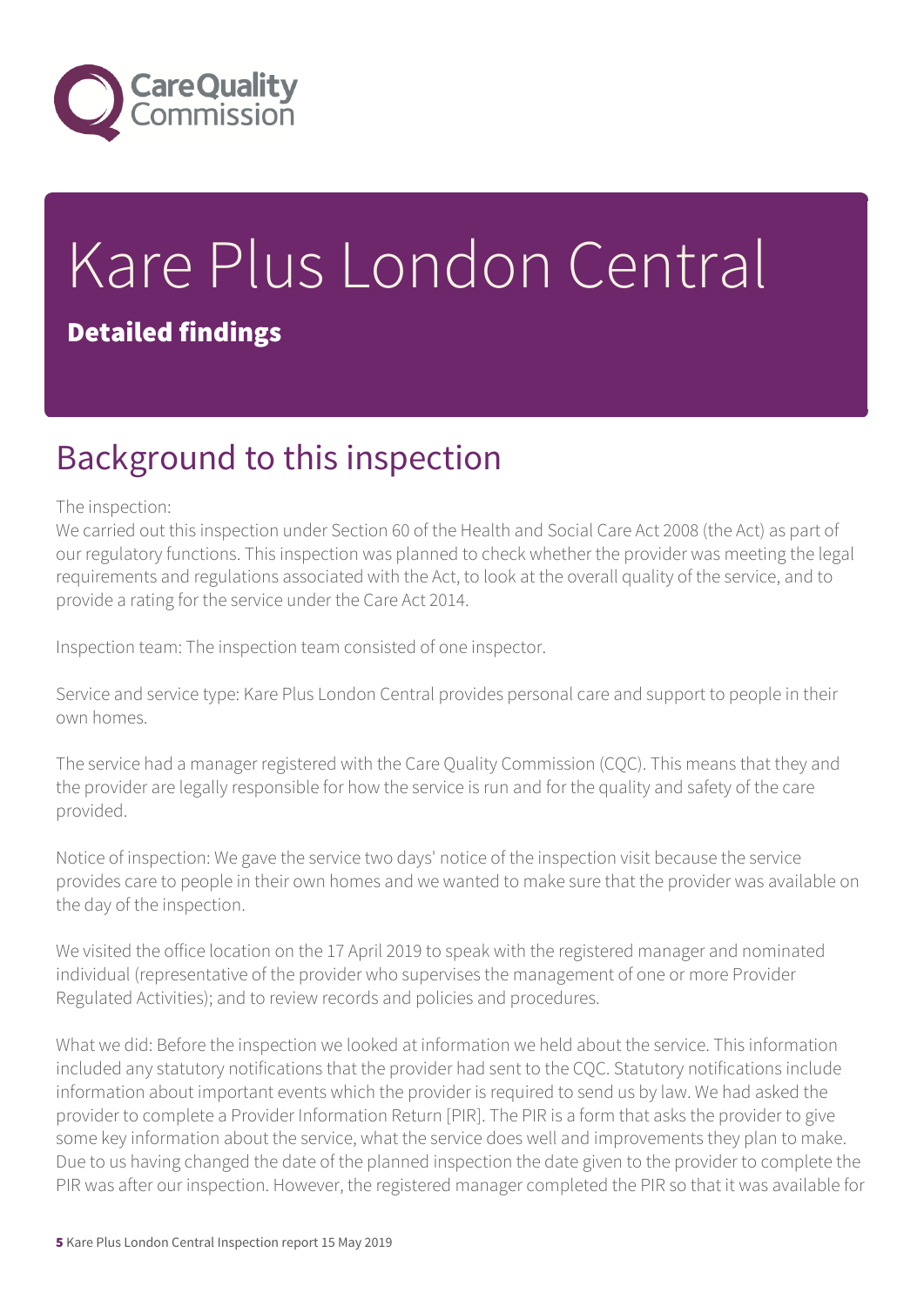# Kare Plus London Central

**Detailed findings**

## Background to this inspection

The inspection:
We carried out this inspection under Section 60 of the Health and Social Care Act 2008 (the Act) as part of our regulatory functions. This inspection was planned to check whether the provider was meeting the legal requirements and regulations associated with the Act, to look at the overall quality of the service, and to provide a rating for the service under the Care Act 2014.

Inspection team: The inspection team consisted of one inspector.

Service and service type: Kare Plus London Central provides personal care and support to people in their own homes.

The service had a manager registered with the Care Quality Commission (CQC). This means that they and the provider are legally responsible for how the service is run and for the quality and safety of the care provided.

Notice of inspection: We gave the service two days' notice of the inspection visit because the service provides care to people in their own homes and we wanted to make sure that the provider was available on the day of the inspection.

We visited the office location on the 17 April 2019 to speak with the registered manager and nominated individual (representative of the provider who supervises the management of one or more Provider Regulated Activities); and to review records and policies and procedures.

What we did: Before the inspection we looked at information we held about the service. This information included any statutory notifications that the provider had sent to the CQC. Statutory notifications include information about important events which the provider is required to send us by law. We had asked the provider to complete a Provider Information Return [PIR]. The PIR is a form that asks the provider to give some key information about the service, what the service does well and improvements they plan to make. Due to us having changed the date of the planned inspection the date given to the provider to complete the PIR was after our inspection. However, the registered manager completed the PIR so that it was available for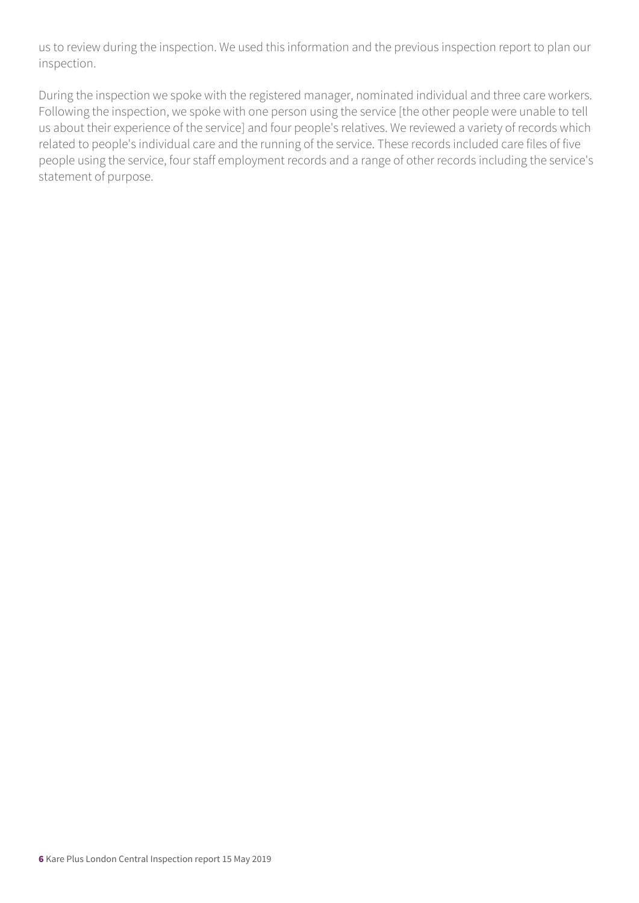us to review during the inspection. We used this information and the previous inspection report to plan our inspection.

During the inspection we spoke with the registered manager, nominated individual and three care workers. Following the inspection, we spoke with one person using the service [the other people were unable to tell us about their experience of the service] and four people's relatives. We reviewed a variety of records which related to people's individual care and the running of the service. These records included care files of five people using the service, four staff employment records and a range of other records including the service's statement of purpose.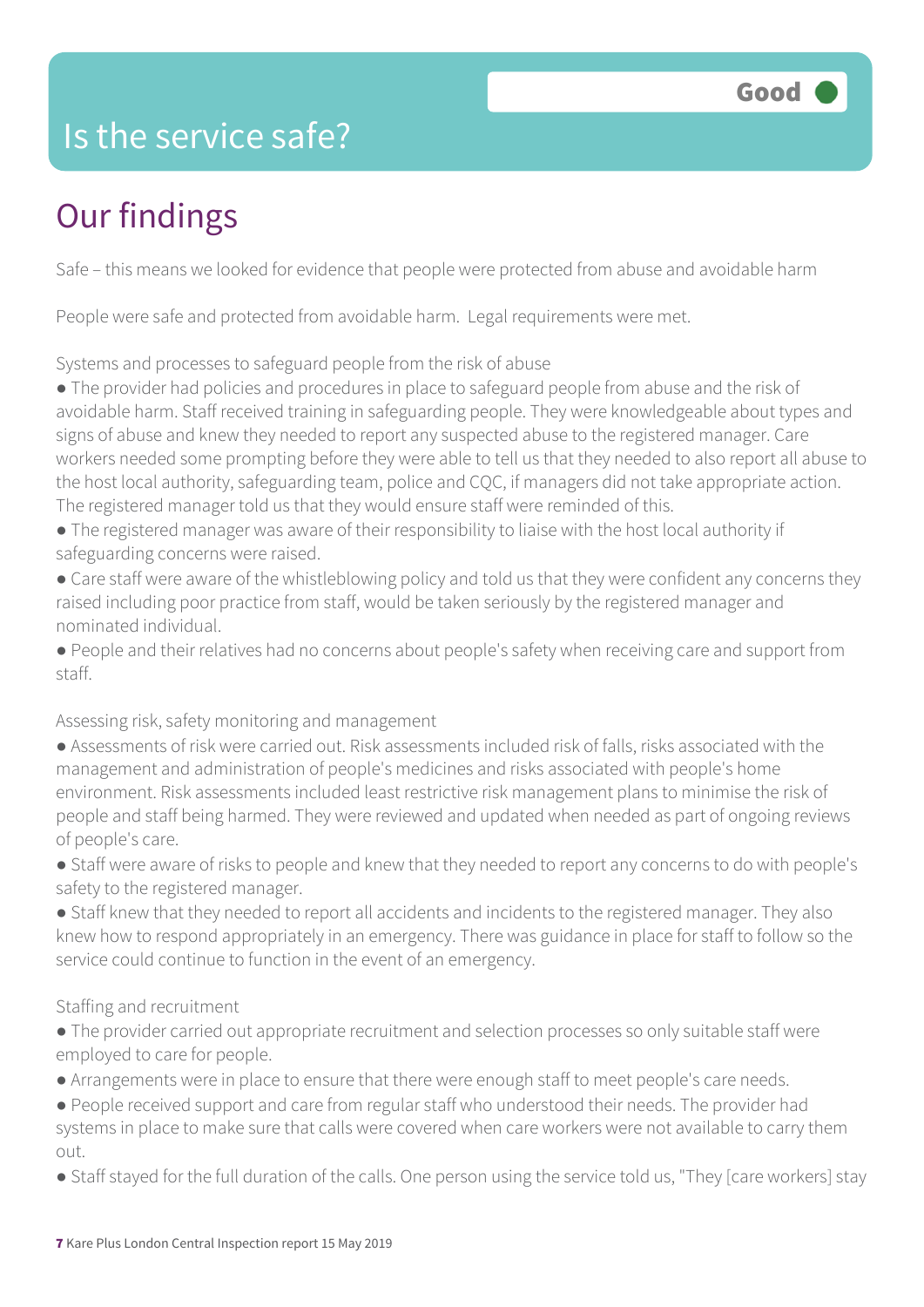# Is the service safe?

**Good**

## Our findings

Safe – this means we looked for evidence that people were protected from abuse and avoidable harm

People were safe and protected from avoidable harm. Legal requirements were met.

Systems and processes to safeguard people from the risk of abuse

- The provider had policies and procedures in place to safeguard people from abuse and the risk of avoidable harm. Staff received training in safeguarding people. They were knowledgeable about types and signs of abuse and knew they needed to report any suspected abuse to the registered manager. Care workers needed some prompting before they were able to tell us that they needed to also report all abuse to the host local authority, safeguarding team, police and CQC, if managers did not take appropriate action. The registered manager told us that they would ensure staff were reminded of this.
- The registered manager was aware of their responsibility to liaise with the host local authority if safeguarding concerns were raised.
- Care staff were aware of the whistleblowing policy and told us that they were confident any concerns they raised including poor practice from staff, would be taken seriously by the registered manager and nominated individual.
- People and their relatives had no concerns about people's safety when receiving care and support from staff.

Assessing risk, safety monitoring and management

- Assessments of risk were carried out. Risk assessments included risk of falls, risks associated with the management and administration of people's medicines and risks associated with people's home environment. Risk assessments included least restrictive risk management plans to minimise the risk of people and staff being harmed. They were reviewed and updated when needed as part of ongoing reviews of people's care.
- Staff were aware of risks to people and knew that they needed to report any concerns to do with people's safety to the registered manager.
- Staff knew that they needed to report all accidents and incidents to the registered manager. They also knew how to respond appropriately in an emergency. There was guidance in place for staff to follow so the service could continue to function in the event of an emergency.

Staffing and recruitment

- The provider carried out appropriate recruitment and selection processes so only suitable staff were employed to care for people.
- Arrangements were in place to ensure that there were enough staff to meet people's care needs.
- People received support and care from regular staff who understood their needs. The provider had systems in place to make sure that calls were covered when care workers were not available to carry them out.
- Staff stayed for the full duration of the calls. One person using the service told us, "They [care workers] stay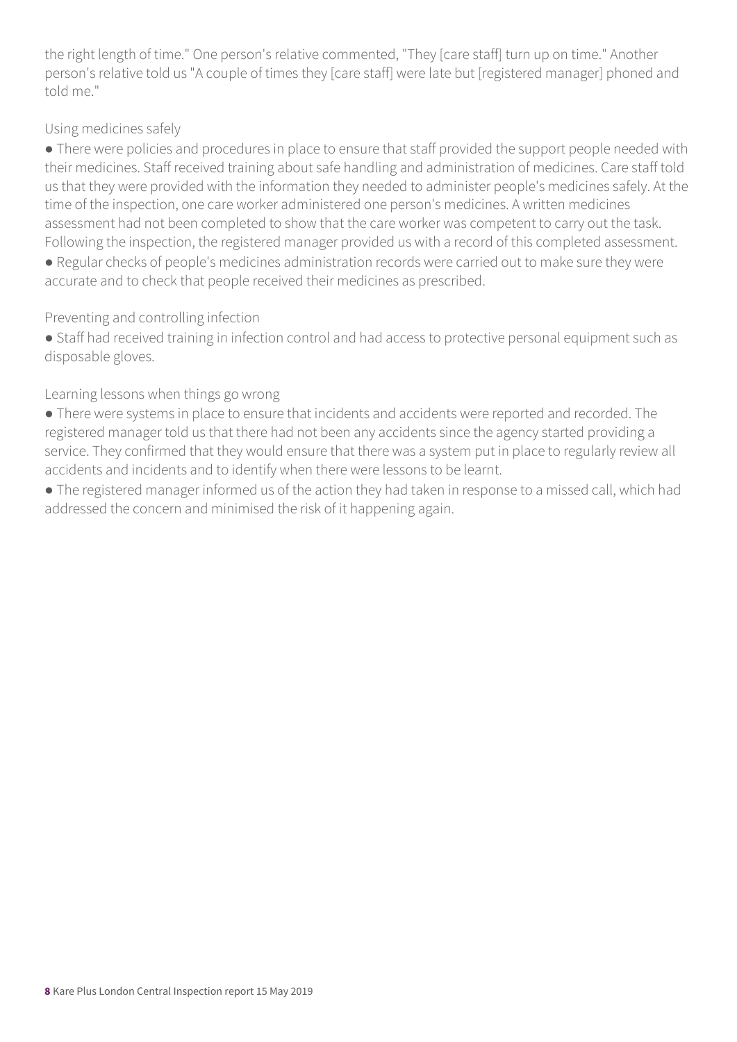the right length of time." One person's relative commented, "They [care staff] turn up on time." Another person's relative told us "A couple of times they [care staff] were late but [registered manager] phoned and told me."

### Using medicines safely

- There were policies and procedures in place to ensure that staff provided the support people needed with their medicines. Staff received training about safe handling and administration of medicines. Care staff told us that they were provided with the information they needed to administer people's medicines safely. At the time of the inspection, one care worker administered one person's medicines. A written medicines assessment had not been completed to show that the care worker was competent to carry out the task. Following the inspection, the registered manager provided us with a record of this completed assessment.
- Regular checks of people's medicines administration records were carried out to make sure they were accurate and to check that people received their medicines as prescribed.

### Preventing and controlling infection

- Staff had received training in infection control and had access to protective personal equipment such as disposable gloves.

### Learning lessons when things go wrong

- There were systems in place to ensure that incidents and accidents were reported and recorded. The registered manager told us that there had not been any accidents since the agency started providing a service. They confirmed that they would ensure that there was a system put in place to regularly review all accidents and incidents and to identify when there were lessons to be learnt.
- The registered manager informed us of the action they had taken in response to a missed call, which had addressed the concern and minimised the risk of it happening again.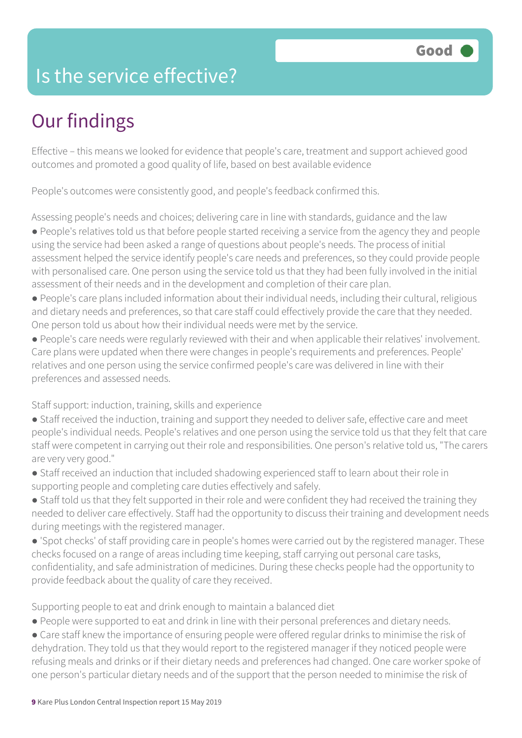# Is the service effective?

**Good**

## Our findings

Effective – this means we looked for evidence that people's care, treatment and support achieved good outcomes and promoted a good quality of life, based on best available evidence

People's outcomes were consistently good, and people's feedback confirmed this.

Assessing people's needs and choices; delivering care in line with standards, guidance and the law

- People's relatives told us that before people started receiving a service from the agency they and people using the service had been asked a range of questions about people's needs. The process of initial assessment helped the service identify people's care needs and preferences, so they could provide people with personalised care. One person using the service told us that they had been fully involved in the initial assessment of their needs and in the development and completion of their care plan.
- People's care plans included information about their individual needs, including their cultural, religious and dietary needs and preferences, so that care staff could effectively provide the care that they needed. One person told us about how their individual needs were met by the service.
- People's care needs were regularly reviewed with their and when applicable their relatives' involvement. Care plans were updated when there were changes in people's requirements and preferences. People' relatives and one person using the service confirmed people's care was delivered in line with their preferences and assessed needs.

Staff support: induction, training, skills and experience

- Staff received the induction, training and support they needed to deliver safe, effective care and meet people's individual needs. People's relatives and one person using the service told us that they felt that care staff were competent in carrying out their role and responsibilities. One person's relative told us, "The carers are very very good."
- Staff received an induction that included shadowing experienced staff to learn about their role in supporting people and completing care duties effectively and safely.
- Staff told us that they felt supported in their role and were confident they had received the training they needed to deliver care effectively. Staff had the opportunity to discuss their training and development needs during meetings with the registered manager.
- 'Spot checks' of staff providing care in people's homes were carried out by the registered manager. These checks focused on a range of areas including time keeping, staff carrying out personal care tasks, confidentiality, and safe administration of medicines. During these checks people had the opportunity to provide feedback about the quality of care they received.

Supporting people to eat and drink enough to maintain a balanced diet

- People were supported to eat and drink in line with their personal preferences and dietary needs.
- Care staff knew the importance of ensuring people were offered regular drinks to minimise the risk of dehydration. They told us that they would report to the registered manager if they noticed people were refusing meals and drinks or if their dietary needs and preferences had changed. One care worker spoke of one person's particular dietary needs and of the support that the person needed to minimise the risk of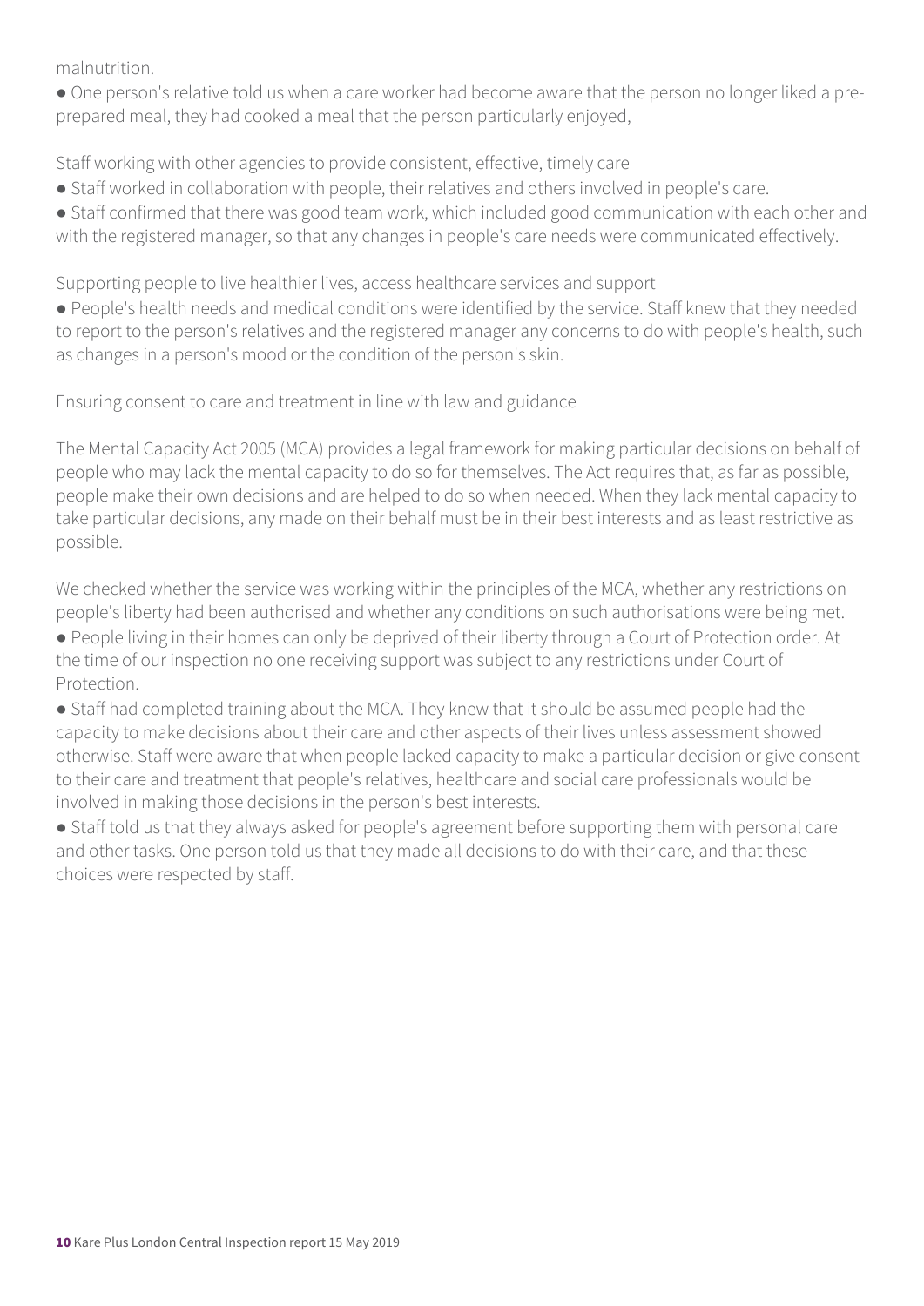malnutrition.

- One person's relative told us when a care worker had become aware that the person no longer liked a pre-prepared meal, they had cooked a meal that the person particularly enjoyed,

Staff working with other agencies to provide consistent, effective, timely care

- Staff worked in collaboration with people, their relatives and others involved in people's care.
- Staff confirmed that there was good team work, which included good communication with each other and with the registered manager, so that any changes in people's care needs were communicated effectively.

Supporting people to live healthier lives, access healthcare services and support

- People's health needs and medical conditions were identified by the service. Staff knew that they needed to report to the person's relatives and the registered manager any concerns to do with people's health, such as changes in a person's mood or the condition of the person's skin.

Ensuring consent to care and treatment in line with law and guidance

The Mental Capacity Act 2005 (MCA) provides a legal framework for making particular decisions on behalf of people who may lack the mental capacity to do so for themselves. The Act requires that, as far as possible, people make their own decisions and are helped to do so when needed. When they lack mental capacity to take particular decisions, any made on their behalf must be in their best interests and as least restrictive as possible.

We checked whether the service was working within the principles of the MCA, whether any restrictions on people's liberty had been authorised and whether any conditions on such authorisations were being met.

- People living in their homes can only be deprived of their liberty through a Court of Protection order. At the time of our inspection no one receiving support was subject to any restrictions under Court of Protection.
- Staff had completed training about the MCA. They knew that it should be assumed people had the capacity to make decisions about their care and other aspects of their lives unless assessment showed otherwise. Staff were aware that when people lacked capacity to make a particular decision or give consent to their care and treatment that people's relatives, healthcare and social care professionals would be involved in making those decisions in the person's best interests.
- Staff told us that they always asked for people's agreement before supporting them with personal care and other tasks. One person told us that they made all decisions to do with their care, and that these choices were respected by staff.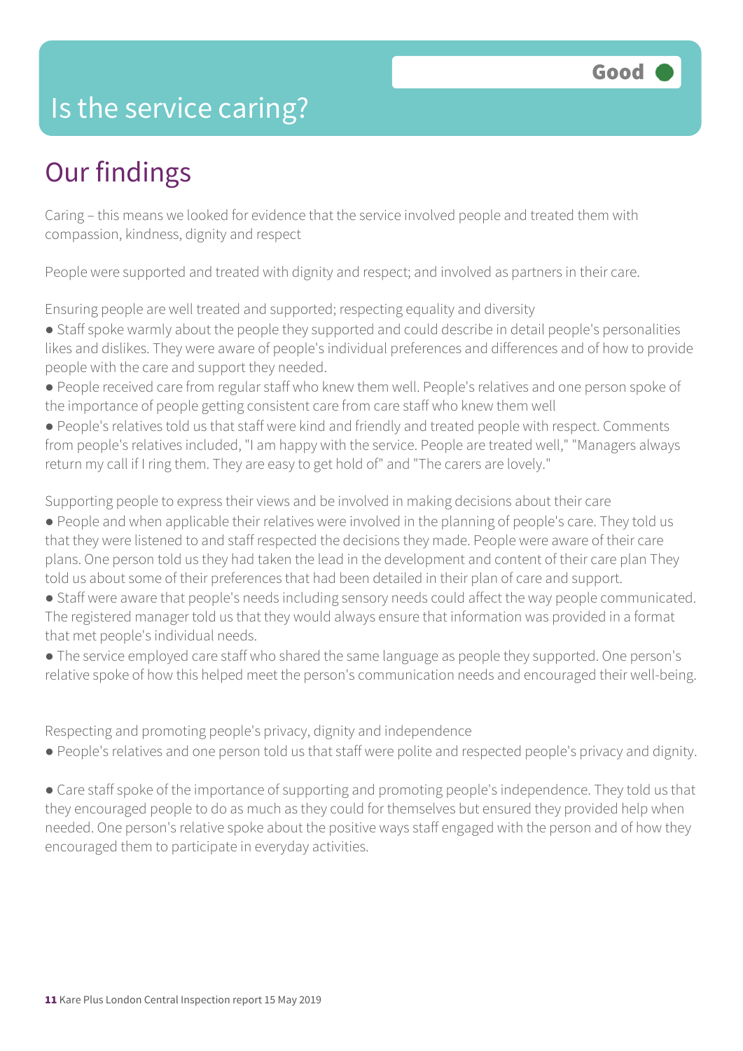# Is the service caring?

**Good**

## Our findings

Caring – this means we looked for evidence that the service involved people and treated them with compassion, kindness, dignity and respect

People were supported and treated with dignity and respect; and involved as partners in their care.

Ensuring people are well treated and supported; respecting equality and diversity

- Staff spoke warmly about the people they supported and could describe in detail people's personalities likes and dislikes. They were aware of people's individual preferences and differences and of how to provide people with the care and support they needed.
- People received care from regular staff who knew them well. People's relatives and one person spoke of the importance of people getting consistent care from care staff who knew them well
- People's relatives told us that staff were kind and friendly and treated people with respect. Comments from people's relatives included, "I am happy with the service. People are treated well," "Managers always return my call if I ring them. They are easy to get hold of" and "The carers are lovely."

Supporting people to express their views and be involved in making decisions about their care

- People and when applicable their relatives were involved in the planning of people's care. They told us that they were listened to and staff respected the decisions they made. People were aware of their care plans. One person told us they had taken the lead in the development and content of their care plan They told us about some of their preferences that had been detailed in their plan of care and support.
- Staff were aware that people's needs including sensory needs could affect the way people communicated. The registered manager told us that they would always ensure that information was provided in a format that met people's individual needs.
- The service employed care staff who shared the same language as people they supported. One person's relative spoke of how this helped meet the person's communication needs and encouraged their well-being.

Respecting and promoting people's privacy, dignity and independence

- People's relatives and one person told us that staff were polite and respected people's privacy and dignity.
- Care staff spoke of the importance of supporting and promoting people's independence. They told us that they encouraged people to do as much as they could for themselves but ensured they provided help when needed. One person's relative spoke about the positive ways staff engaged with the person and of how they encouraged them to participate in everyday activities.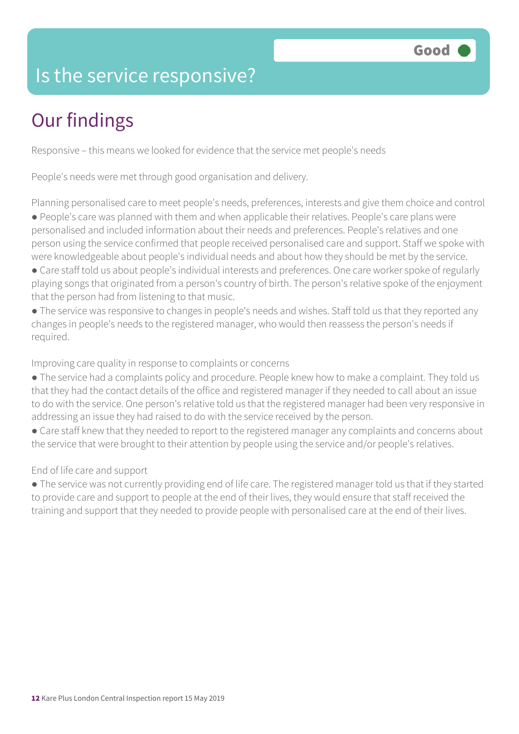# Is the service responsive?

Good

## Our findings

Responsive – this means we looked for evidence that the service met people's needs

People's needs were met through good organisation and delivery.

Planning personalised care to meet people's needs, preferences, interests and give them choice and control

- People's care was planned with them and when applicable their relatives. People's care plans were personalised and included information about their needs and preferences. People's relatives and one person using the service confirmed that people received personalised care and support. Staff we spoke with were knowledgeable about people's individual needs and about how they should be met by the service.
- Care staff told us about people's individual interests and preferences. One care worker spoke of regularly playing songs that originated from a person's country of birth. The person's relative spoke of the enjoyment that the person had from listening to that music.
- The service was responsive to changes in people's needs and wishes. Staff told us that they reported any changes in people's needs to the registered manager, who would then reassess the person's needs if required.

Improving care quality in response to complaints or concerns

- The service had a complaints policy and procedure. People knew how to make a complaint. They told us that they had the contact details of the office and registered manager if they needed to call about an issue to do with the service. One person's relative told us that the registered manager had been very responsive in addressing an issue they had raised to do with the service received by the person.
- Care staff knew that they needed to report to the registered manager any complaints and concerns about the service that were brought to their attention by people using the service and/or people's relatives.

End of life care and support

- The service was not currently providing end of life care. The registered manager told us that if they started to provide care and support to people at the end of their lives, they would ensure that staff received the training and support that they needed to provide people with personalised care at the end of their lives.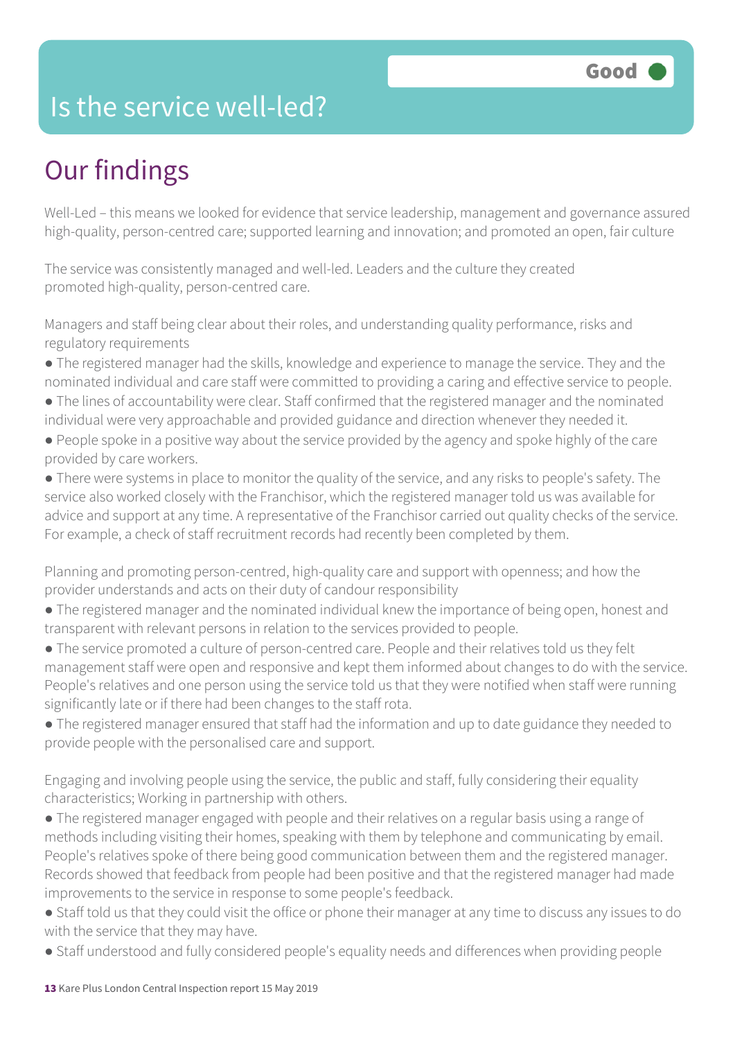# Is the service well-led?

**Good**

## Our findings

Well-Led – this means we looked for evidence that service leadership, management and governance assured high-quality, person-centred care; supported learning and innovation; and promoted an open, fair culture

The service was consistently managed and well-led. Leaders and the culture they created promoted high-quality, person-centred care.

Managers and staff being clear about their roles, and understanding quality performance, risks and regulatory requirements

- The registered manager had the skills, knowledge and experience to manage the service. They and the nominated individual and care staff were committed to providing a caring and effective service to people.
- The lines of accountability were clear. Staff confirmed that the registered manager and the nominated individual were very approachable and provided guidance and direction whenever they needed it.
- People spoke in a positive way about the service provided by the agency and spoke highly of the care provided by care workers.
- There were systems in place to monitor the quality of the service, and any risks to people's safety. The service also worked closely with the Franchisor, which the registered manager told us was available for advice and support at any time. A representative of the Franchisor carried out quality checks of the service. For example, a check of staff recruitment records had recently been completed by them.

Planning and promoting person-centred, high-quality care and support with openness; and how the provider understands and acts on their duty of candour responsibility

- The registered manager and the nominated individual knew the importance of being open, honest and transparent with relevant persons in relation to the services provided to people.
- The service promoted a culture of person-centred care. People and their relatives told us they felt management staff were open and responsive and kept them informed about changes to do with the service. People's relatives and one person using the service told us that they were notified when staff were running significantly late or if there had been changes to the staff rota.
- The registered manager ensured that staff had the information and up to date guidance they needed to provide people with the personalised care and support.

Engaging and involving people using the service, the public and staff, fully considering their equality characteristics; Working in partnership with others.

- The registered manager engaged with people and their relatives on a regular basis using a range of methods including visiting their homes, speaking with them by telephone and communicating by email. People's relatives spoke of there being good communication between them and the registered manager. Records showed that feedback from people had been positive and that the registered manager had made improvements to the service in response to some people's feedback.
- Staff told us that they could visit the office or phone their manager at any time to discuss any issues to do with the service that they may have.
- Staff understood and fully considered people's equality needs and differences when providing people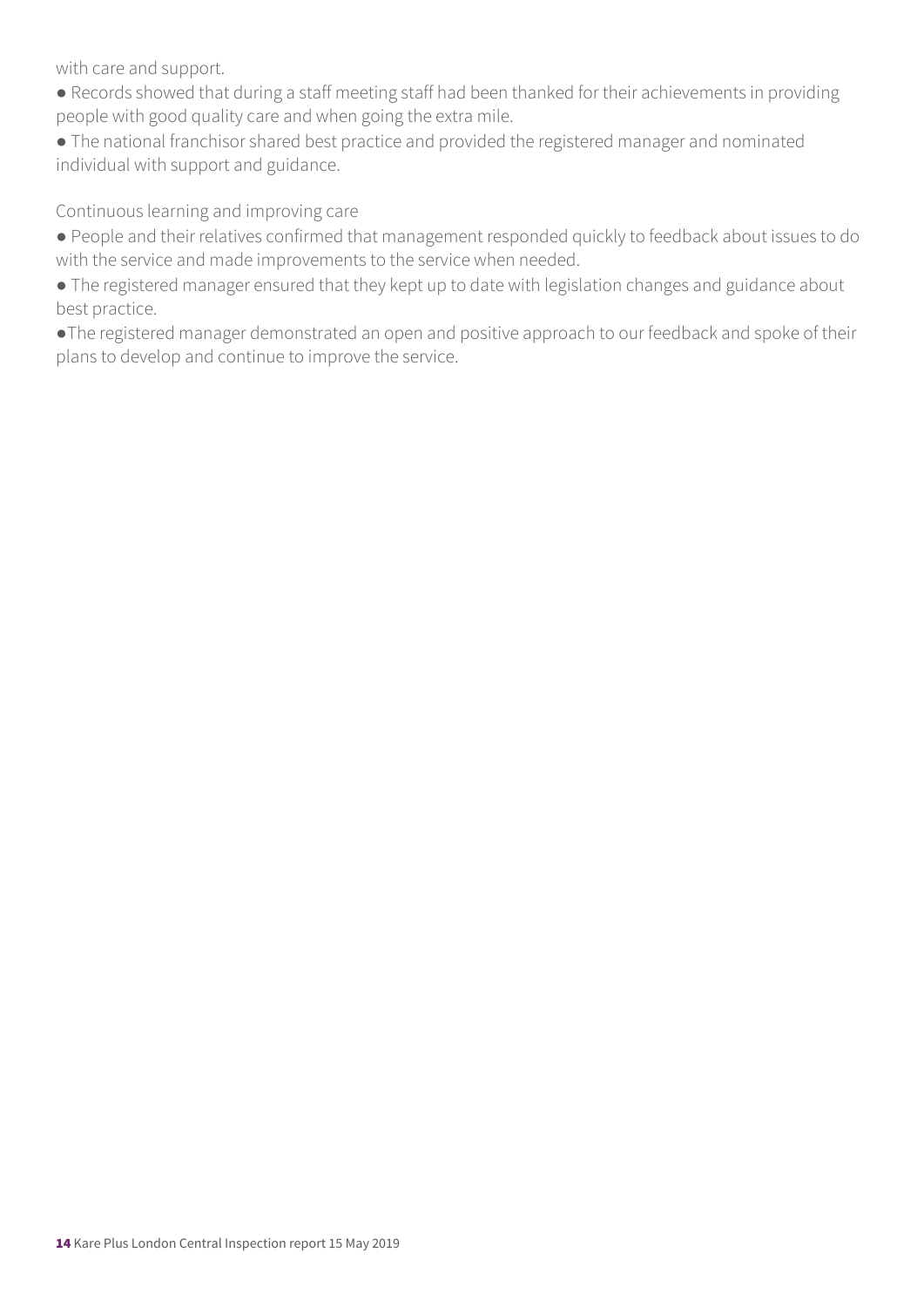with care and support.

- Records showed that during a staff meeting staff had been thanked for their achievements in providing people with good quality care and when going the extra mile.
- The national franchisor shared best practice and provided the registered manager and nominated individual with support and guidance.

Continuous learning and improving care

- People and their relatives confirmed that management responded quickly to feedback about issues to do with the service and made improvements to the service when needed.
- The registered manager ensured that they kept up to date with legislation changes and guidance about best practice.
- The registered manager demonstrated an open and positive approach to our feedback and spoke of their plans to develop and continue to improve the service.